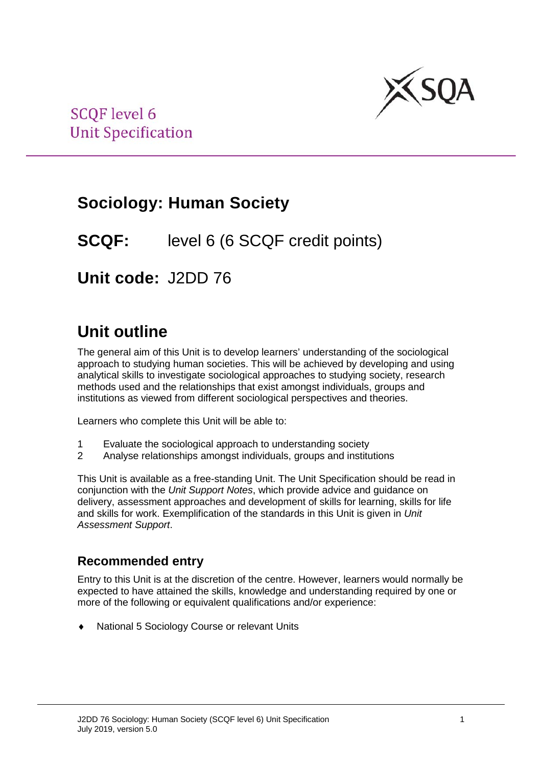SCQF level 6
Unit Specification

# Sociology: Human Society

**SCQF:** level 6 (6 SCQF credit points)

**Unit code:** J2DD 76

## Unit outline

The general aim of this Unit is to develop learners' understanding of the sociological approach to studying human societies. This will be achieved by developing and using analytical skills to investigate sociological approaches to studying society, research methods used and the relationships that exist amongst individuals, groups and institutions as viewed from different sociological perspectives and theories.

Learners who complete this Unit will be able to:

1. Evaluate the sociological approach to understanding society
2. Analyse relationships amongst individuals, groups and institutions

This Unit is available as a free-standing Unit. The Unit Specification should be read in conjunction with the *Unit Support Notes*, which provide advice and guidance on delivery, assessment approaches and development of skills for learning, skills for life and skills for work. Exemplification of the standards in this Unit is given in *Unit Assessment Support*.

### Recommended entry

Entry to this Unit is at the discretion of the centre. However, learners would normally be expected to have attained the skills, knowledge and understanding required by one or more of the following or equivalent qualifications and/or experience:

- National 5 Sociology Course or relevant Units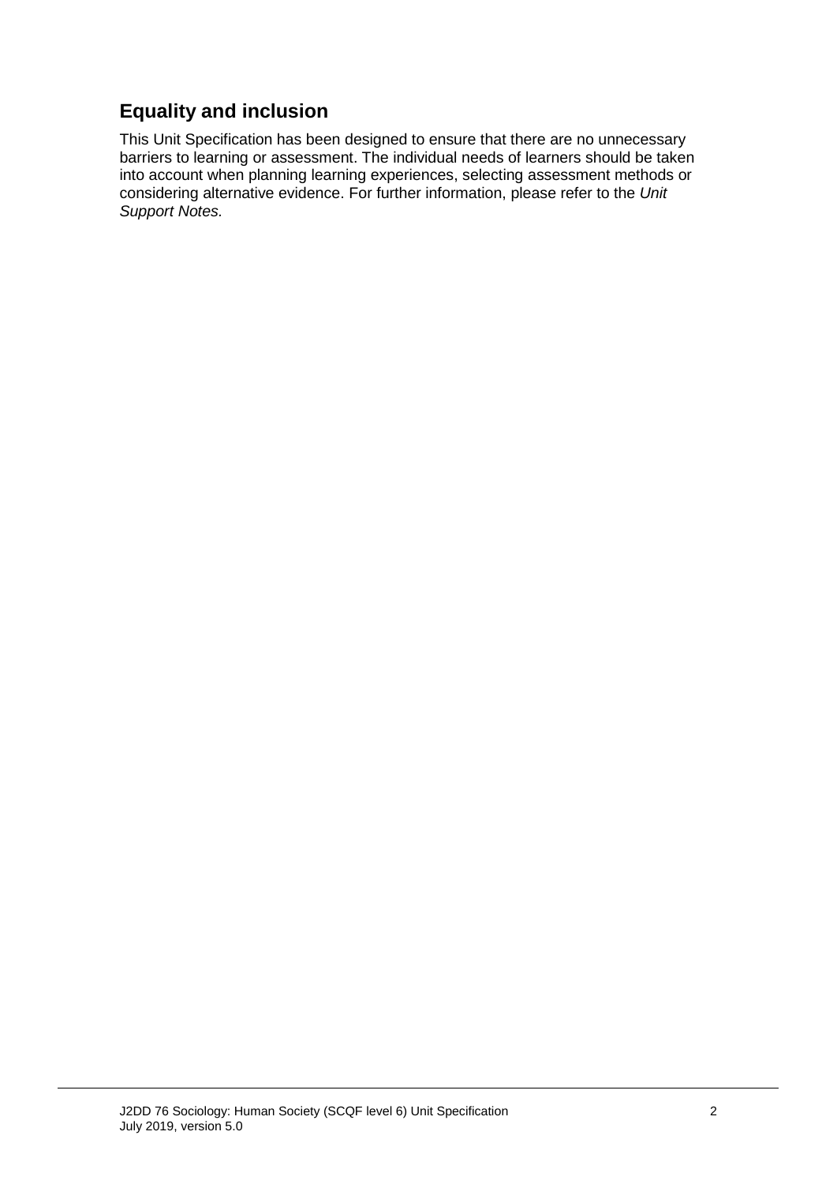## Equality and inclusion

This Unit Specification has been designed to ensure that there are no unnecessary barriers to learning or assessment. The individual needs of learners should be taken into account when planning learning experiences, selecting assessment methods or considering alternative evidence. For further information, please refer to the *Unit Support Notes.*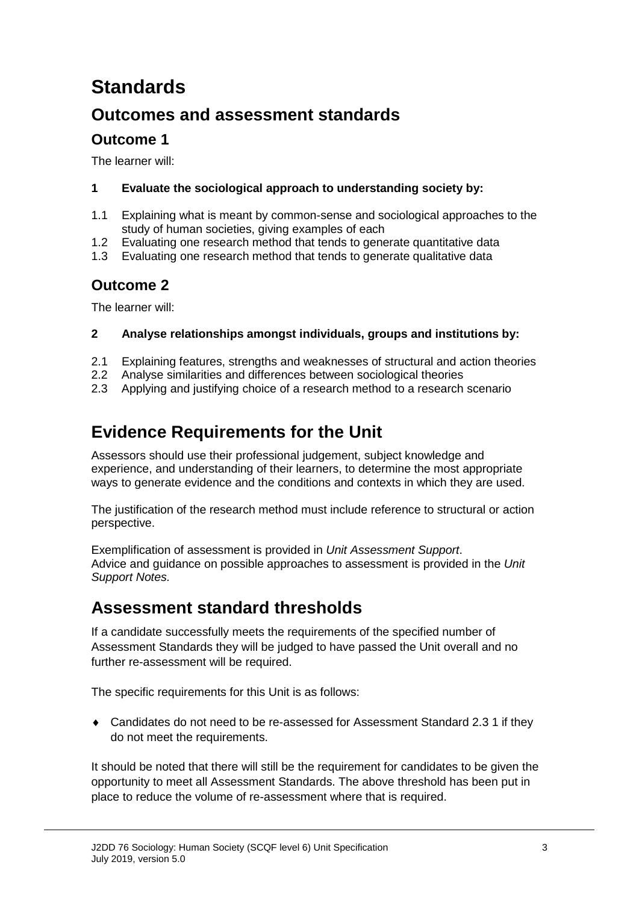# Standards

## Outcomes and assessment standards

### Outcome 1

The learner will:

**1 Evaluate the sociological approach to understanding society by:**

1.1 Explaining what is meant by common-sense and sociological approaches to the study of human societies, giving examples of each
1.2 Evaluating one research method that tends to generate quantitative data
1.3 Evaluating one research method that tends to generate qualitative data

### Outcome 2

The learner will:

**2 Analyse relationships amongst individuals, groups and institutions by:**

2.1 Explaining features, strengths and weaknesses of structural and action theories
2.2 Analyse similarities and differences between sociological theories
2.3 Applying and justifying choice of a research method to a research scenario

# Evidence Requirements for the Unit

Assessors should use their professional judgement, subject knowledge and experience, and understanding of their learners, to determine the most appropriate ways to generate evidence and the conditions and contexts in which they are used.

The justification of the research method must include reference to structural or action perspective.

Exemplification of assessment is provided in *Unit Assessment Support*. Advice and guidance on possible approaches to assessment is provided in the *Unit Support Notes.*

# Assessment standard thresholds

If a candidate successfully meets the requirements of the specified number of Assessment Standards they will be judged to have passed the Unit overall and no further re-assessment will be required.

The specific requirements for this Unit is as follows:

- Candidates do not need to be re-assessed for Assessment Standard 2.3 1 if they do not meet the requirements.

It should be noted that there will still be the requirement for candidates to be given the opportunity to meet all Assessment Standards. The above threshold has been put in place to reduce the volume of re-assessment where that is required.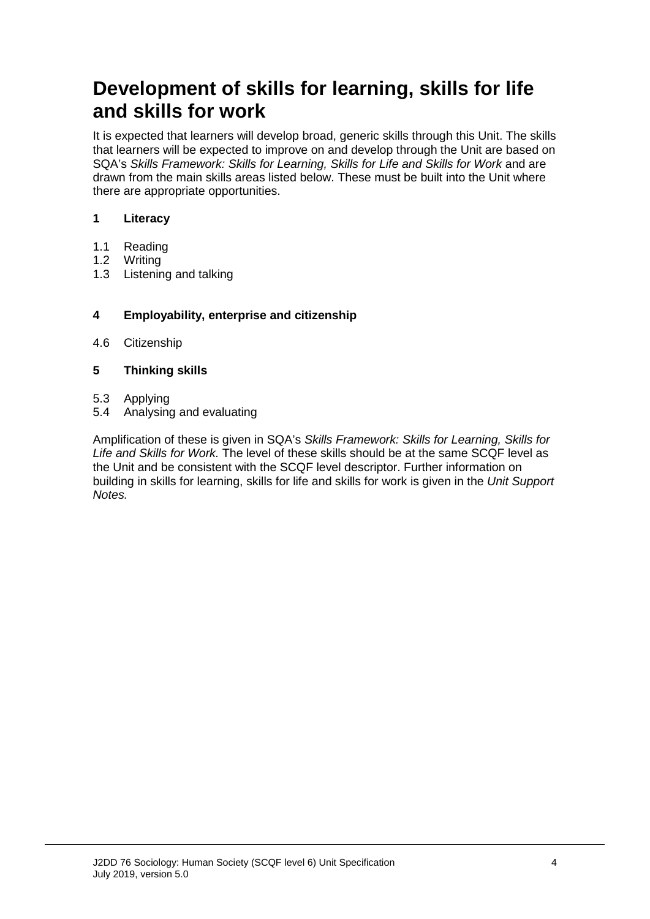# Development of skills for learning, skills for life and skills for work

It is expected that learners will develop broad, generic skills through this Unit. The skills that learners will be expected to improve on and develop through the Unit are based on SQA's *Skills Framework: Skills for Learning, Skills for Life and Skills for Work* and are drawn from the main skills areas listed below. These must be built into the Unit where there are appropriate opportunities.

**1 Literacy**

1.1 Reading
1.2 Writing
1.3 Listening and talking

**4 Employability, enterprise and citizenship**

4.6 Citizenship

**5 Thinking skills**

5.3 Applying
5.4 Analysing and evaluating

Amplification of these is given in SQA's *Skills Framework: Skills for Learning, Skills for Life and Skills for Work.* The level of these skills should be at the same SCQF level as the Unit and be consistent with the SCQF level descriptor. Further information on building in skills for learning, skills for life and skills for work is given in the *Unit Support Notes.*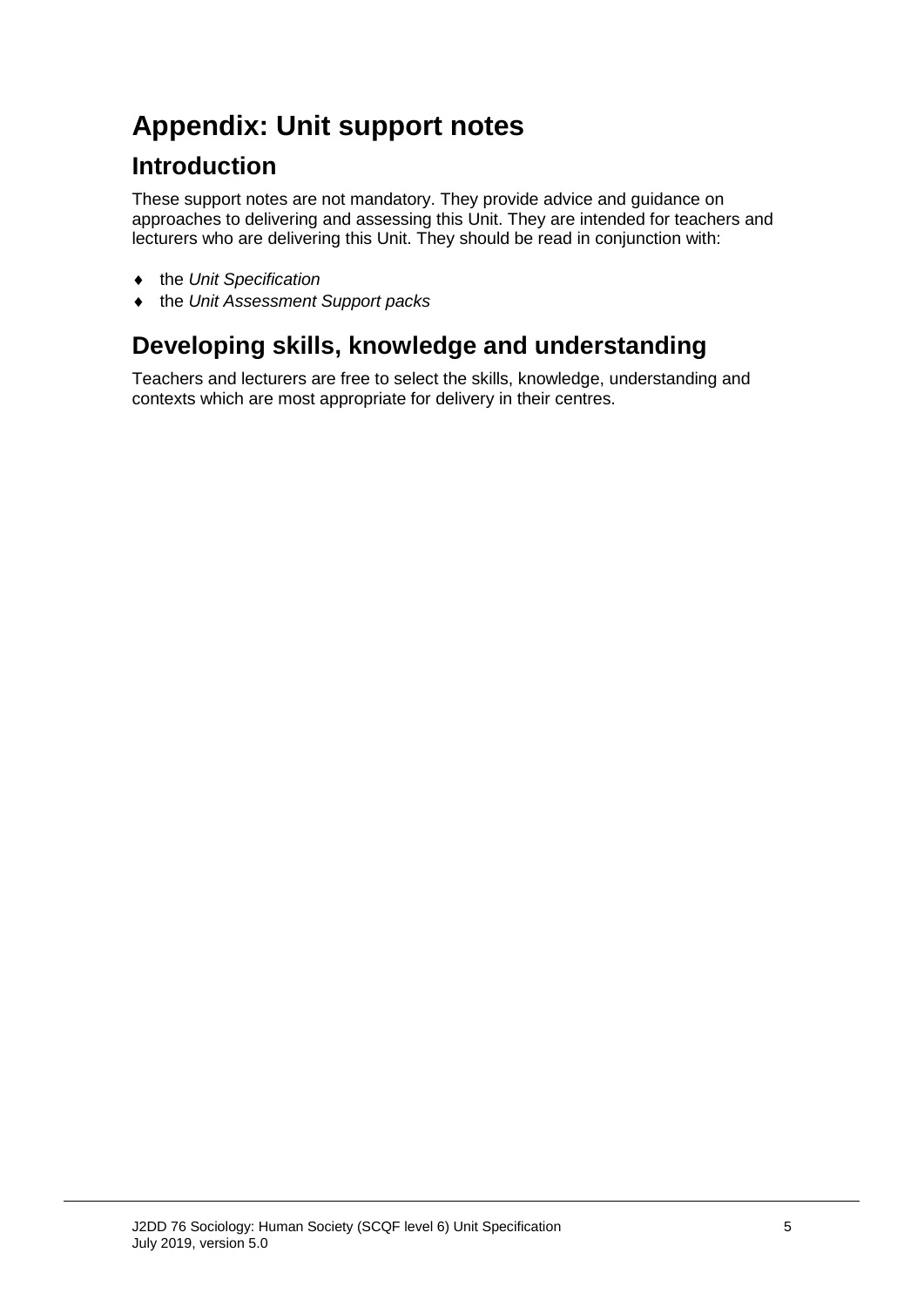# Appendix: Unit support notes

## Introduction

These support notes are not mandatory. They provide advice and guidance on approaches to delivering and assessing this Unit. They are intended for teachers and lecturers who are delivering this Unit. They should be read in conjunction with:

- the *Unit Specification*
- the *Unit Assessment Support packs*

## Developing skills, knowledge and understanding

Teachers and lecturers are free to select the skills, knowledge, understanding and contexts which are most appropriate for delivery in their centres.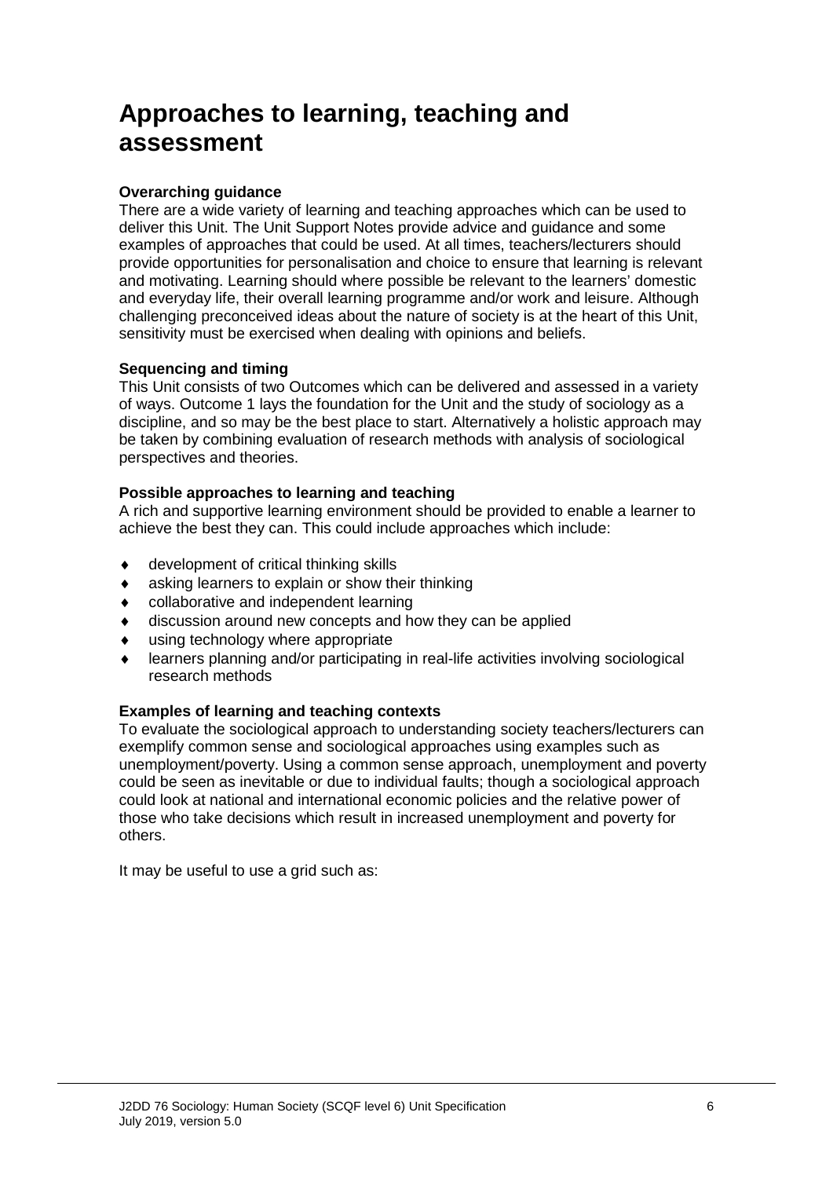# Approaches to learning, teaching and assessment

**Overarching guidance**

There are a wide variety of learning and teaching approaches which can be used to deliver this Unit. The Unit Support Notes provide advice and guidance and some examples of approaches that could be used. At all times, teachers/lecturers should provide opportunities for personalisation and choice to ensure that learning is relevant and motivating. Learning should where possible be relevant to the learners' domestic and everyday life, their overall learning programme and/or work and leisure. Although challenging preconceived ideas about the nature of society is at the heart of this Unit, sensitivity must be exercised when dealing with opinions and beliefs.

**Sequencing and timing**

This Unit consists of two Outcomes which can be delivered and assessed in a variety of ways. Outcome 1 lays the foundation for the Unit and the study of sociology as a discipline, and so may be the best place to start. Alternatively a holistic approach may be taken by combining evaluation of research methods with analysis of sociological perspectives and theories.

**Possible approaches to learning and teaching**

A rich and supportive learning environment should be provided to enable a learner to achieve the best they can. This could include approaches which include:

- development of critical thinking skills
- asking learners to explain or show their thinking
- collaborative and independent learning
- discussion around new concepts and how they can be applied
- using technology where appropriate
- learners planning and/or participating in real-life activities involving sociological research methods

**Examples of learning and teaching contexts**

To evaluate the sociological approach to understanding society teachers/lecturers can exemplify common sense and sociological approaches using examples such as unemployment/poverty. Using a common sense approach, unemployment and poverty could be seen as inevitable or due to individual faults; though a sociological approach could look at national and international economic policies and the relative power of those who take decisions which result in increased unemployment and poverty for others.

It may be useful to use a grid such as: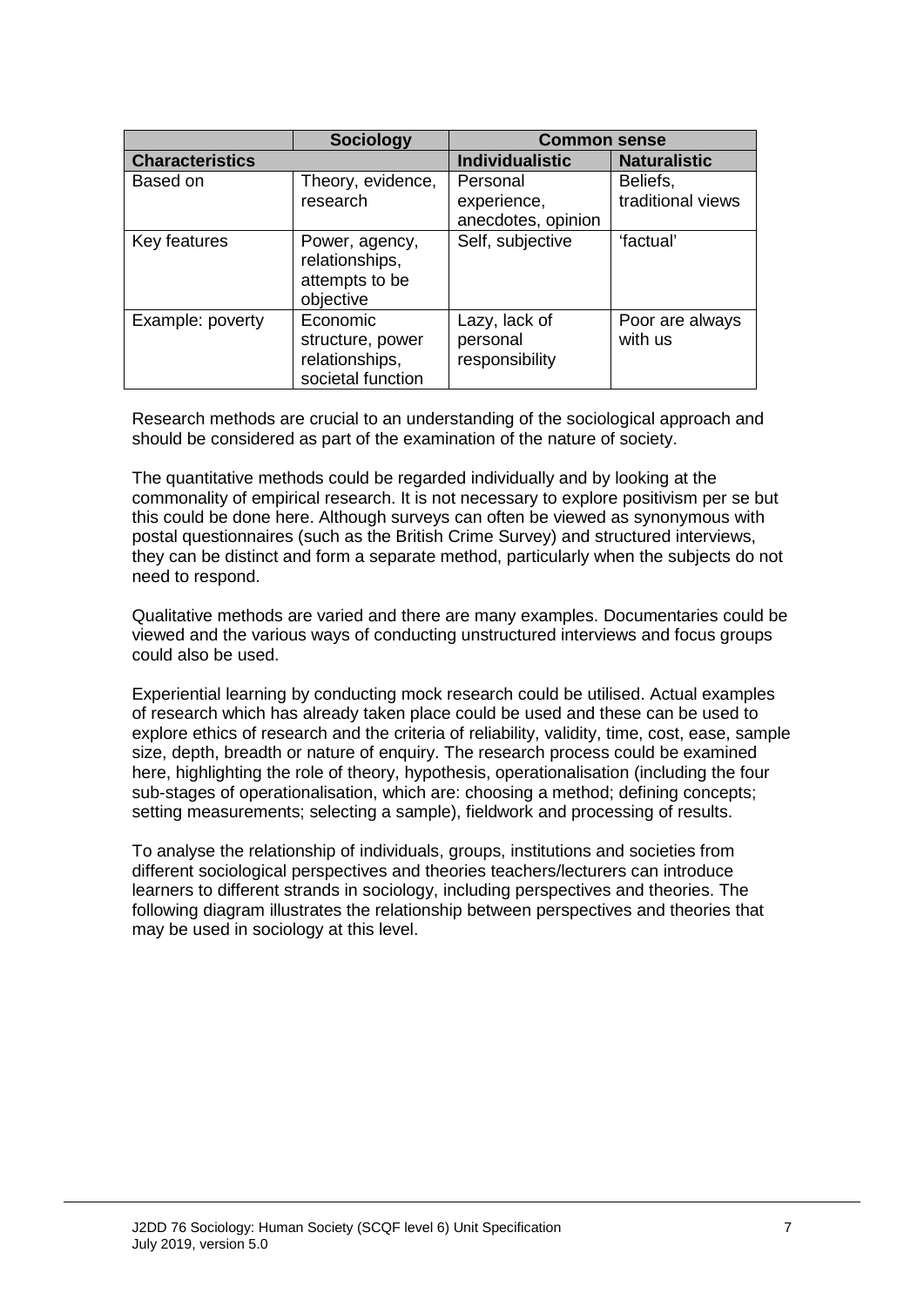| | Sociology | Common sense | |
|---|---|---|---|
| **Characteristics** | | **Individualistic** | **Naturalistic** |
| Based on | Theory, evidence, research | Personal experience, anecdotes, opinion | Beliefs, traditional views |
| Key features | Power, agency, relationships, attempts to be objective | Self, subjective | 'factual' |
| Example: poverty | Economic structure, power relationships, societal function | Lazy, lack of personal responsibility | Poor are always with us |

Research methods are crucial to an understanding of the sociological approach and should be considered as part of the examination of the nature of society.

The quantitative methods could be regarded individually and by looking at the commonality of empirical research. It is not necessary to explore positivism per se but this could be done here. Although surveys can often be viewed as synonymous with postal questionnaires (such as the British Crime Survey) and structured interviews, they can be distinct and form a separate method, particularly when the subjects do not need to respond.

Qualitative methods are varied and there are many examples. Documentaries could be viewed and the various ways of conducting unstructured interviews and focus groups could also be used.

Experiential learning by conducting mock research could be utilised. Actual examples of research which has already taken place could be used and these can be used to explore ethics of research and the criteria of reliability, validity, time, cost, ease, sample size, depth, breadth or nature of enquiry. The research process could be examined here, highlighting the role of theory, hypothesis, operationalisation (including the four sub-stages of operationalisation, which are: choosing a method; defining concepts; setting measurements; selecting a sample), fieldwork and processing of results.

To analyse the relationship of individuals, groups, institutions and societies from different sociological perspectives and theories teachers/lecturers can introduce learners to different strands in sociology, including perspectives and theories. The following diagram illustrates the relationship between perspectives and theories that may be used in sociology at this level.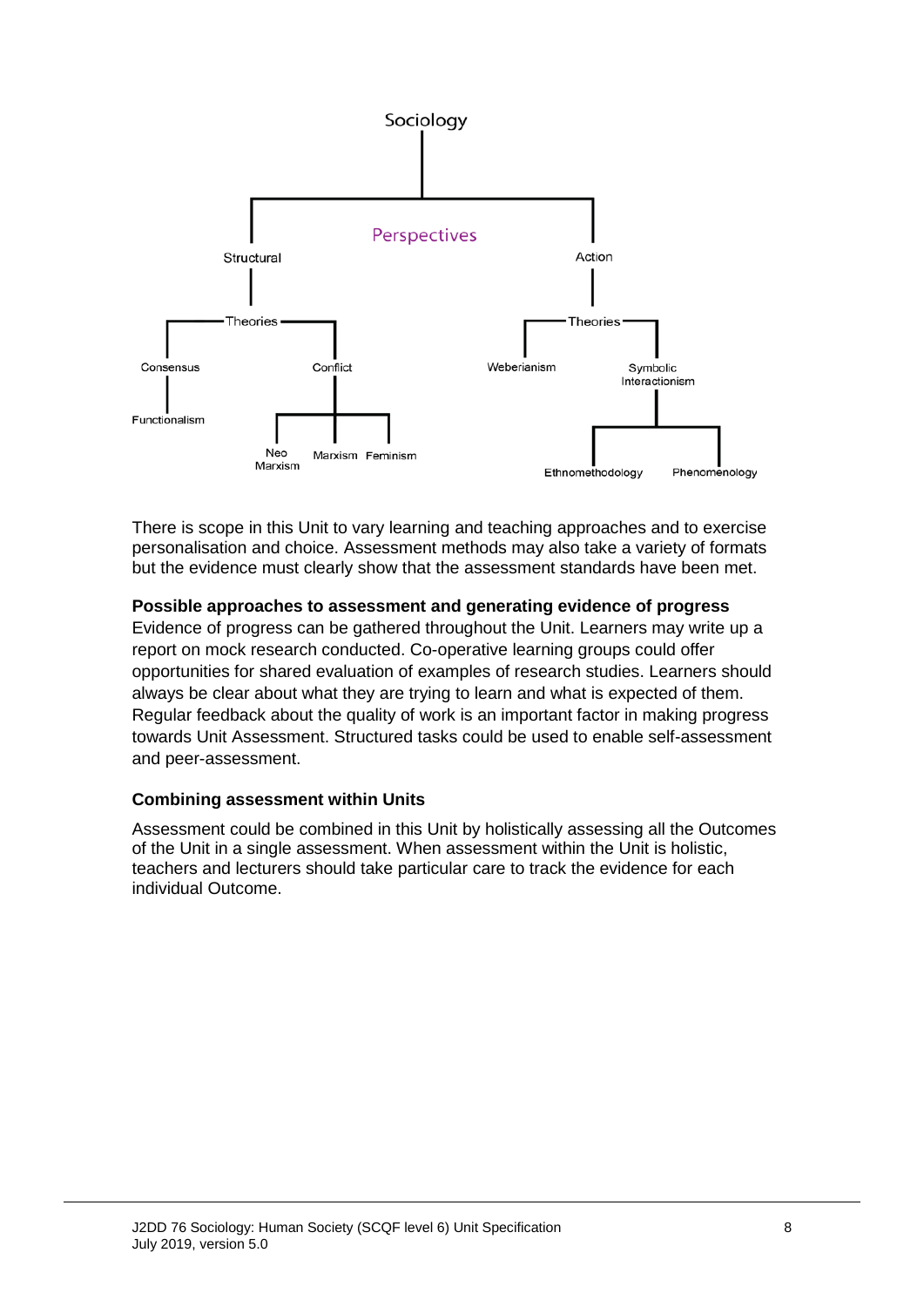Sociology

Perspectives

- Structural
  - Theories
    - Consensus
      - Functionalism
    - Conflict
      - Neo Marxism
      - Marxism
      - Feminism
- Action
  - Theories
    - Weberianism
    - Symbolic Interactionism
      - Ethnomethodology
      - Phenomenology

There is scope in this Unit to vary learning and teaching approaches and to exercise personalisation and choice. Assessment methods may also take a variety of formats but the evidence must clearly show that the assessment standards have been met.

**Possible approaches to assessment and generating evidence of progress**

Evidence of progress can be gathered throughout the Unit. Learners may write up a report on mock research conducted. Co-operative learning groups could offer opportunities for shared evaluation of examples of research studies. Learners should always be clear about what they are trying to learn and what is expected of them. Regular feedback about the quality of work is an important factor in making progress towards Unit Assessment. Structured tasks could be used to enable self-assessment and peer-assessment.

**Combining assessment within Units**

Assessment could be combined in this Unit by holistically assessing all the Outcomes of the Unit in a single assessment. When assessment within the Unit is holistic, teachers and lecturers should take particular care to track the evidence for each individual Outcome.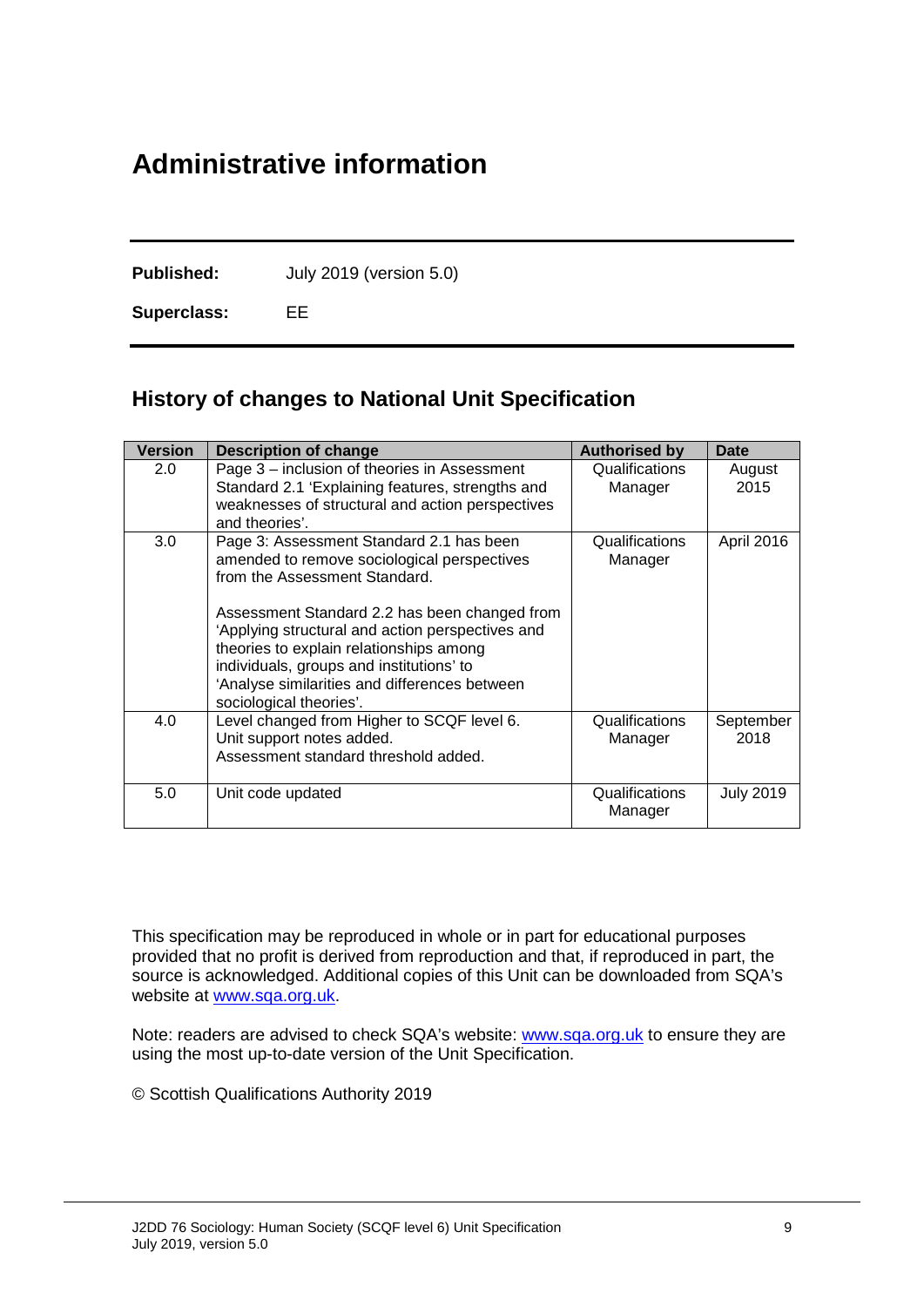# Administrative information

**Published:** July 2019 (version 5.0)

**Superclass:** EE

## History of changes to National Unit Specification

| Version | Description of change | Authorised by | Date |
|---|---|---|---|
| 2.0 | Page 3 – inclusion of theories in Assessment Standard 2.1 'Explaining features, strengths and weaknesses of structural and action perspectives and theories'. | Qualifications Manager | August 2015 |
| 3.0 | Page 3: Assessment Standard 2.1 has been amended to remove sociological perspectives from the Assessment Standard.<br><br>Assessment Standard 2.2 has been changed from 'Applying structural and action perspectives and theories to explain relationships among individuals, groups and institutions' to 'Analyse similarities and differences between sociological theories'. | Qualifications Manager | April 2016 |
| 4.0 | Level changed from Higher to SCQF level 6.<br>Unit support notes added.<br>Assessment standard threshold added. | Qualifications Manager | September 2018 |
| 5.0 | Unit code updated | Qualifications Manager | July 2019 |

This specification may be reproduced in whole or in part for educational purposes provided that no profit is derived from reproduction and that, if reproduced in part, the source is acknowledged. Additional copies of this Unit can be downloaded from SQA's website at www.sqa.org.uk.

Note: readers are advised to check SQA's website: www.sqa.org.uk to ensure they are using the most up-to-date version of the Unit Specification.

© Scottish Qualifications Authority 2019